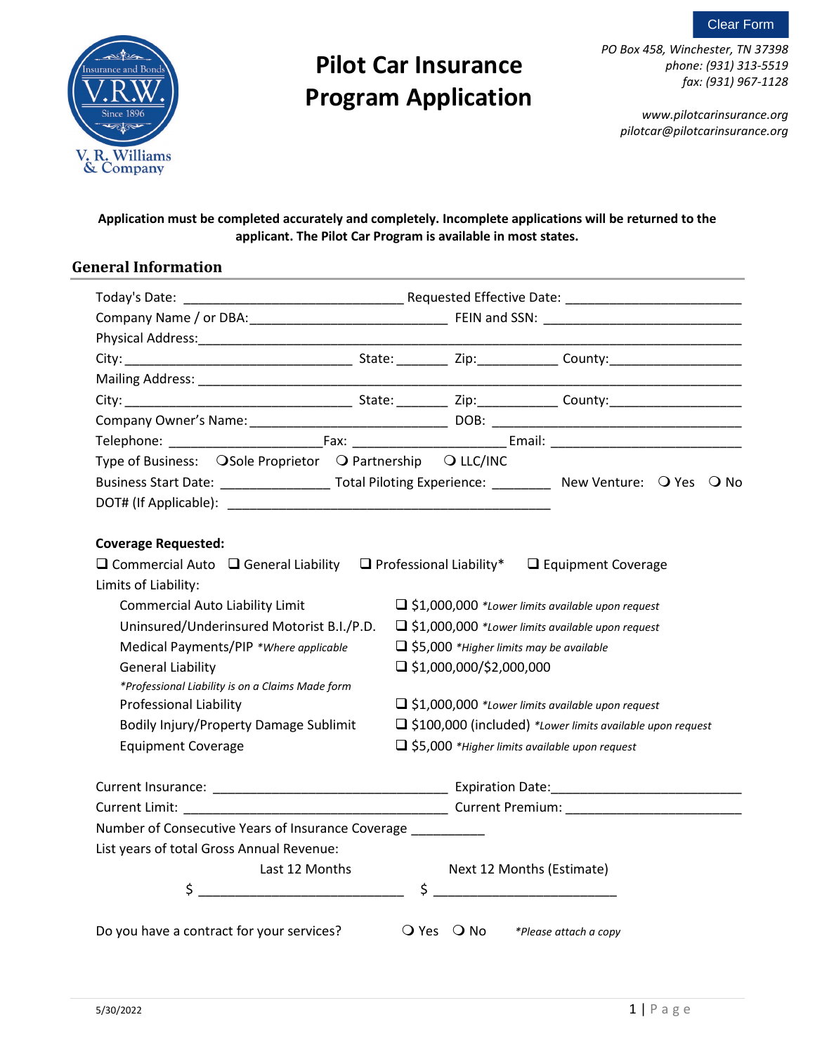Clear Form

V. R. Williams & Company — Insurance and Bonds, V.R.W., Since 1896

# Pilot Car Insurance Program Application

*PO Box 458, Winchester, TN 37398*
*phone: (931) 313-5519*
*fax: (931) 967-1128*

*www.pilotcarinsurance.org*
*pilotcar@pilotcarinsurance.org*

**Application must be completed accurately and completely. Incomplete applications will be returned to the applicant. The Pilot Car Program is available in most states.**

## General Information

Today's Date: ______________________________ Requested Effective Date: _______________________

Company Name / or DBA:__________________________ FEIN and SSN: __________________________

Physical Address:___________________________________________________________________

City: ______________________________ State: _______ Zip:___________ County:_________________

Mailing Address: ___________________________________________________________________

City: ______________________________ State: _______ Zip:___________ County:_________________

Company Owner's Name: __________________________ DOB: _________________________________

Telephone: ____________________Fax: ____________________ Email: _________________________

Type of Business: ❍ Sole Proprietor ❍ Partnership ❍ LLC/INC

Business Start Date: ______________ Total Piloting Experience: ________ New Venture: ❍ Yes ❍ No

DOT# (If Applicable): ___________________________________________

**Coverage Requested:**

❑ Commercial Auto ❑ General Liability ❑ Professional Liability* ❑ Equipment Coverage

Limits of Liability:

| | |
|---|---|
| Commercial Auto Liability Limit | ❑ $1,000,000 *\*Lower limits available upon request* |
| Uninsured/Underinsured Motorist B.I./P.D. | ❑ $1,000,000 *\*Lower limits available upon request* |
| Medical Payments/PIP *\*Where applicable* | ❑ $5,000 *\*Higher limits may be available* |
| General Liability | ❑ $1,000,000/$2,000,000 |
| *\*Professional Liability is on a Claims Made form* | |
| Professional Liability | ❑ $1,000,000 *\*Lower limits available upon request* |
| Bodily Injury/Property Damage Sublimit | ❑ $100,000 (included) *\*Lower limits available upon request* |
| Equipment Coverage | ❑ $5,000 *\*Higher limits available upon request* |

Current Insurance: ______________________________ Expiration Date:________________________

Current Limit: _________________________________ Current Premium: _______________________

Number of Consecutive Years of Insurance Coverage _________

List years of total Gross Annual Revenue:

| Last 12 Months | Next 12 Months (Estimate) |
|---|---|
| $ ___________________________ | $ ________________________ |

Do you have a contract for your services? ❍ Yes ❍ No *\*Please attach a copy*

5/30/2022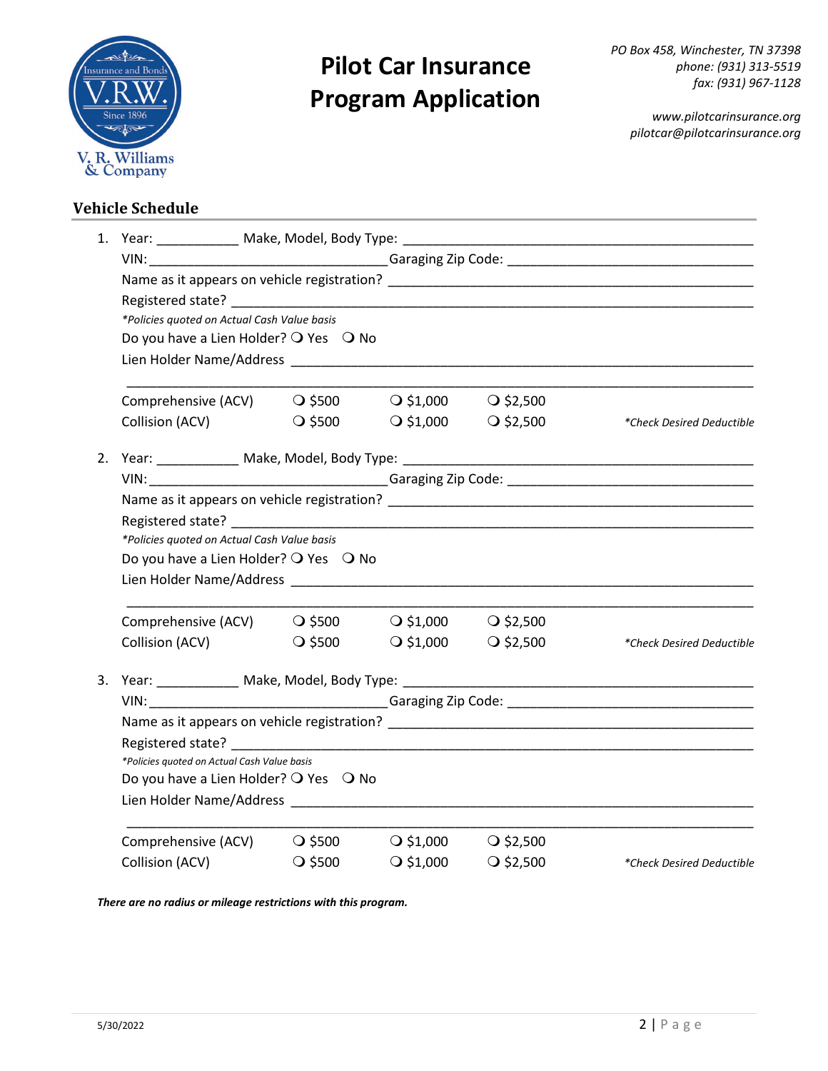# Pilot Car Insurance Program Application

*PO Box 458, Winchester, TN 37398*
*phone: (931) 313-5519*
*fax: (931) 967-1128*

*www.pilotcarinsurance.org*
*pilotcar@pilotcarinsurance.org*

## Vehicle Schedule

1. Year: ___________ Make, Model, Body Type: _______________________________________________
   VIN: _________________________________Garaging Zip Code: __________________________________
   Name as it appears on vehicle registration? _______________________________________________
   Registered state? ___________________________________________________________________________
   *\*Policies quoted on Actual Cash Value basis*
   Do you have a Lien Holder? ❍ Yes ❍ No
   Lien Holder Name/Address ___________________________________________________________________
   ____________________________________________________________________________________________
   Comprehensive (ACV) ❍ $500 ❍ $1,000 ❍ $2,500
   Collision (ACV) ❍ $500 ❍ $1,000 ❍ $2,500 *\*Check Desired Deductible*

2. Year: ___________ Make, Model, Body Type: _______________________________________________
   VIN: _________________________________Garaging Zip Code: __________________________________
   Name as it appears on vehicle registration? _______________________________________________
   Registered state? ___________________________________________________________________________
   *\*Policies quoted on Actual Cash Value basis*
   Do you have a Lien Holder? ❍ Yes ❍ No
   Lien Holder Name/Address ___________________________________________________________________
   ____________________________________________________________________________________________
   Comprehensive (ACV) ❍ $500 ❍ $1,000 ❍ $2,500
   Collision (ACV) ❍ $500 ❍ $1,000 ❍ $2,500 *\*Check Desired Deductible*

3. Year: ___________ Make, Model, Body Type: _______________________________________________
   VIN: _________________________________Garaging Zip Code: __________________________________
   Name as it appears on vehicle registration? _______________________________________________
   Registered state? ___________________________________________________________________________
   *\*Policies quoted on Actual Cash Value basis*
   Do you have a Lien Holder? ❍ Yes ❍ No
   Lien Holder Name/Address ___________________________________________________________________
   ____________________________________________________________________________________________
   Comprehensive (ACV) ❍ $500 ❍ $1,000 ❍ $2,500
   Collision (ACV) ❍ $500 ❍ $1,000 ❍ $2,500 *\*Check Desired Deductible*

***There are no radius or mileage restrictions with this program.***

5/30/2022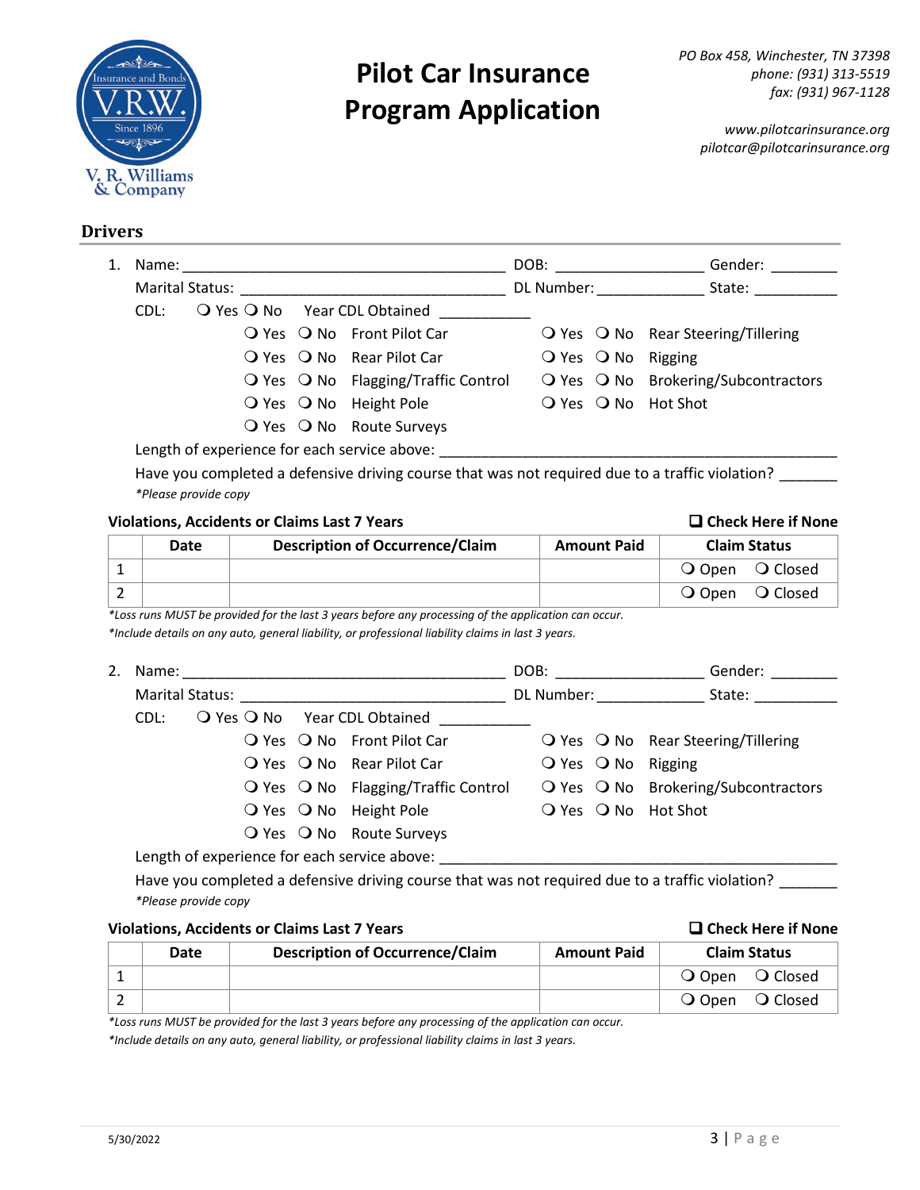# Pilot Car Insurance Program Application

*PO Box 458, Winchester, TN 37398*
*phone: (931) 313-5519*
*fax: (931) 967-1128*

*www.pilotcarinsurance.org*
*pilotcar@pilotcarinsurance.org*

## Drivers

1. Name: ________________________________________ DOB: __________________ Gender: ________

   Marital Status: ________________________________ DL Number: _____________ State: __________

   CDL: ❍ Yes ❍ No  Year CDL Obtained ___________

   ❍ Yes ❍ No Front Pilot Car  ❍ Yes ❍ No Rear Steering/Tillering
   ❍ Yes ❍ No Rear Pilot Car  ❍ Yes ❍ No Rigging
   ❍ Yes ❍ No Flagging/Traffic Control  ❍ Yes ❍ No Brokering/Subcontractors
   ❍ Yes ❍ No Height Pole  ❍ Yes ❍ No Hot Shot
   ❍ Yes ❍ No Route Surveys

   Length of experience for each service above: ________________________________________________

   Have you completed a defensive driving course that was not required due to a traffic violation? _______
   *\*Please provide copy*

**Violations, Accidents or Claims Last 7 Years** ❑ **Check Here if None**

| | Date | Description of Occurrence/Claim | Amount Paid | Claim Status |
|---|---|---|---|---|
| 1 | | | | ❍ Open ❍ Closed |
| 2 | | | | ❍ Open ❍ Closed |

*\*Loss runs MUST be provided for the last 3 years before any processing of the application can occur.*
*\*Include details on any auto, general liability, or professional liability claims in last 3 years.*

2. Name: ________________________________________ DOB: __________________ Gender: ________

   Marital Status: ________________________________ DL Number: _____________ State: __________

   CDL: ❍ Yes ❍ No  Year CDL Obtained ___________

   ❍ Yes ❍ No Front Pilot Car  ❍ Yes ❍ No Rear Steering/Tillering
   ❍ Yes ❍ No Rear Pilot Car  ❍ Yes ❍ No Rigging
   ❍ Yes ❍ No Flagging/Traffic Control  ❍ Yes ❍ No Brokering/Subcontractors
   ❍ Yes ❍ No Height Pole  ❍ Yes ❍ No Hot Shot
   ❍ Yes ❍ No Route Surveys

   Length of experience for each service above: ________________________________________________

   Have you completed a defensive driving course that was not required due to a traffic violation? _______
   *\*Please provide copy*

**Violations, Accidents or Claims Last 7 Years** ❑ **Check Here if None**

| | Date | Description of Occurrence/Claim | Amount Paid | Claim Status |
|---|---|---|---|---|
| 1 | | | | ❍ Open ❍ Closed |
| 2 | | | | ❍ Open ❍ Closed |

*\*Loss runs MUST be provided for the last 3 years before any processing of the application can occur.*
*\*Include details on any auto, general liability, or professional liability claims in last 3 years.*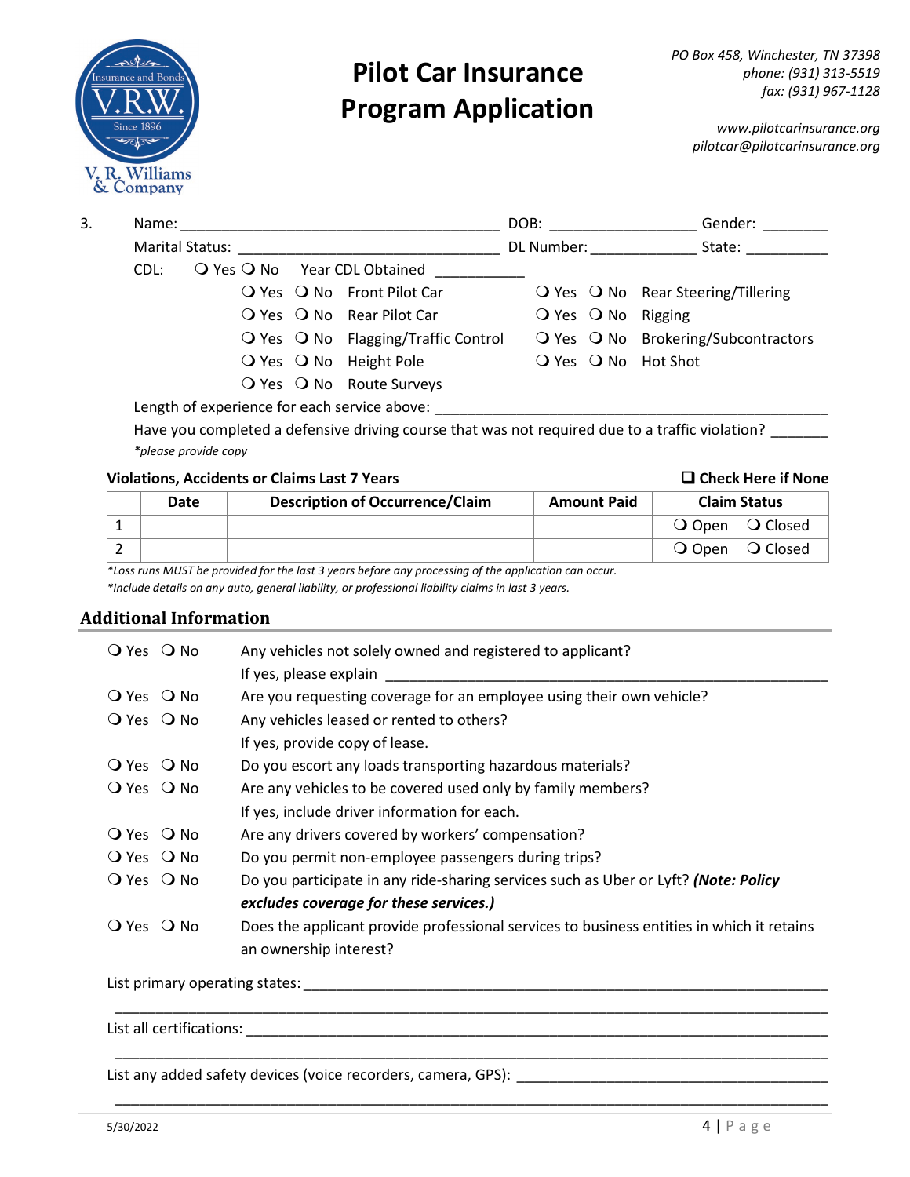# Pilot Car Insurance Program Application

PO Box 458, Winchester, TN 37398
phone: (931) 313-5519
fax: (931) 967-1128

www.pilotcarinsurance.org
pilotcar@pilotcarinsurance.org

3. Name: ______________________ DOB: ____________ Gender: ________

Marital Status: ______________________ DL Number: ____________ State: __________

CDL: ❍ Yes ❍ No Year CDL Obtained __________

| | | | |
|---|---|---|---|
| ❍ Yes ❍ No | Front Pilot Car | ❍ Yes ❍ No | Rear Steering/Tillering |
| ❍ Yes ❍ No | Rear Pilot Car | ❍ Yes ❍ No | Rigging |
| ❍ Yes ❍ No | Flagging/Traffic Control | ❍ Yes ❍ No | Brokering/Subcontractors |
| ❍ Yes ❍ No | Height Pole | ❍ Yes ❍ No | Hot Shot |
| ❍ Yes ❍ No | Route Surveys | | |

Length of experience for each service above: ______________________________________

Have you completed a defensive driving course that was not required due to a traffic violation? _______

*please provide copy*

**Violations, Accidents or Claims Last 7 Years** ❑ **Check Here if None**

| | Date | Description of Occurrence/Claim | Amount Paid | Claim Status |
|---|---|---|---|---|
| 1 | | | | ❍ Open ❍ Closed |
| 2 | | | | ❍ Open ❍ Closed |

*\*Loss runs MUST be provided for the last 3 years before any processing of the application can occur.*
*\*Include details on any auto, general liability, or professional liability claims in last 3 years.*

## Additional Information

❍ Yes ❍ No Any vehicles not solely owned and registered to applicant?
If yes, please explain ______________________________________

❍ Yes ❍ No Are you requesting coverage for an employee using their own vehicle?

❍ Yes ❍ No Any vehicles leased or rented to others?
If yes, provide copy of lease.

❍ Yes ❍ No Do you escort any loads transporting hazardous materials?

❍ Yes ❍ No Are any vehicles to be covered used only by family members?
If yes, include driver information for each.

❍ Yes ❍ No Are any drivers covered by workers' compensation?

❍ Yes ❍ No Do you permit non-employee passengers during trips?

❍ Yes ❍ No Do you participate in any ride-sharing services such as Uber or Lyft? ***(Note: Policy excludes coverage for these services.)***

❍ Yes ❍ No Does the applicant provide professional services to business entities in which it retains an ownership interest?

List primary operating states: ______________________________________
______________________________________

List all certifications: ______________________________________
______________________________________

List any added safety devices (voice recorders, camera, GPS): ______________________________________
______________________________________

5/30/2022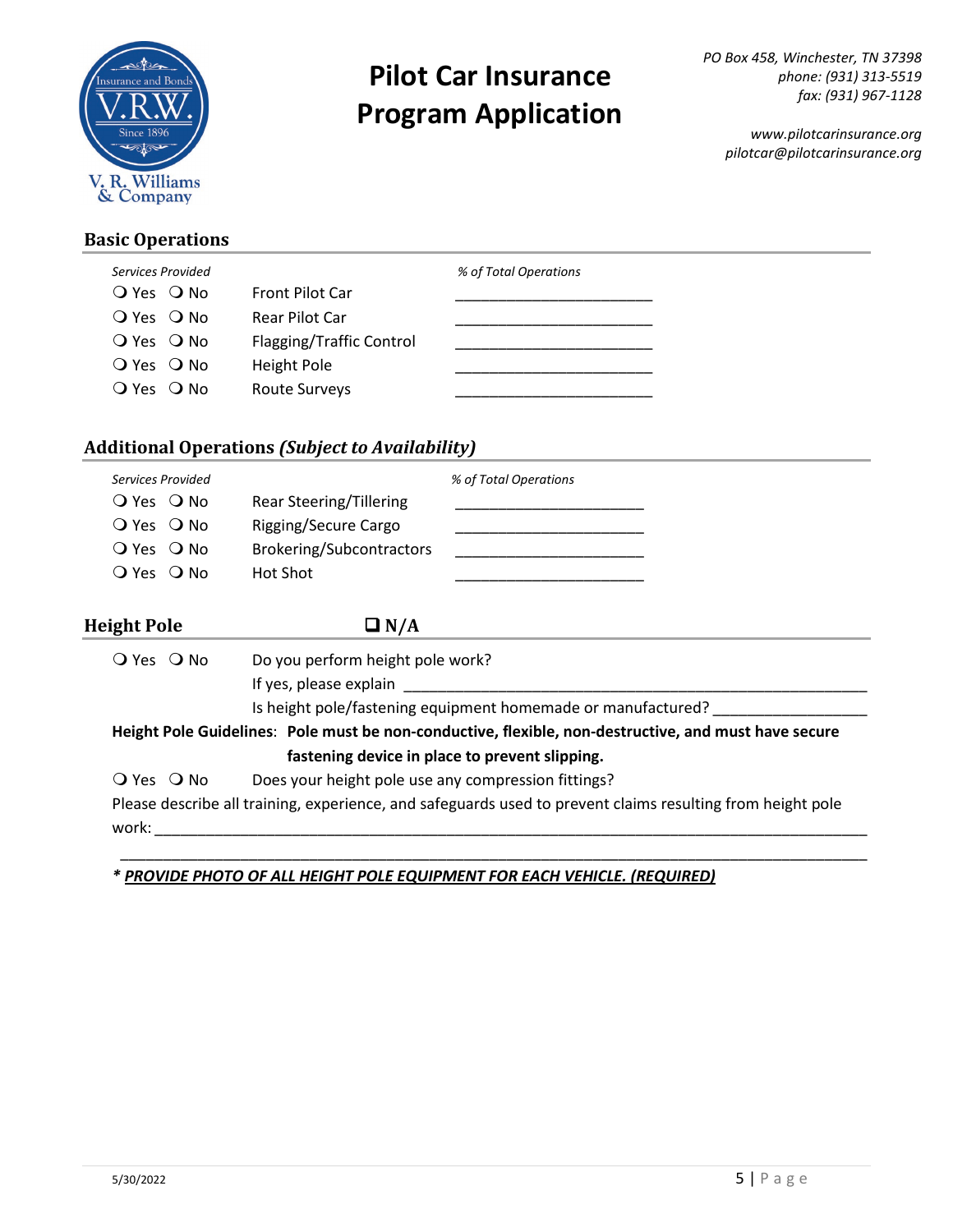# Pilot Car Insurance Program Application

*PO Box 458, Winchester, TN 37398*
*phone: (931) 313-5519*
*fax: (931) 967-1128*

*www.pilotcarinsurance.org*
*pilotcar@pilotcarinsurance.org*

## Basic Operations

| *Services Provided* | | *% of Total Operations* |
|---|---|---|
| ❍ Yes ❍ No | Front Pilot Car | ______________________ |
| ❍ Yes ❍ No | Rear Pilot Car | ______________________ |
| ❍ Yes ❍ No | Flagging/Traffic Control | ______________________ |
| ❍ Yes ❍ No | Height Pole | ______________________ |
| ❍ Yes ❍ No | Route Surveys | ______________________ |

## Additional Operations *(Subject to Availability)*

| *Services Provided* | | *% of Total Operations* |
|---|---|---|
| ❍ Yes ❍ No | Rear Steering/Tillering | ______________________ |
| ❍ Yes ❍ No | Rigging/Secure Cargo | ______________________ |
| ❍ Yes ❍ No | Brokering/Subcontractors | ______________________ |
| ❍ Yes ❍ No | Hot Shot | ______________________ |

## Height Pole ❑ N/A

❍ Yes ❍ No Do you perform height pole work?

If yes, please explain ________________________________________________________

Is height pole/fastening equipment homemade or manufactured? ________________

**Height Pole Guidelines: Pole must be non-conductive, flexible, non-destructive, and must have secure fastening device in place to prevent slipping.**

❍ Yes ❍ No Does your height pole use any compression fittings?

Please describe all training, experience, and safeguards used to prevent claims resulting from height pole work: ________________________________________________________________________________

________________________________________________________________________________

*\* PROVIDE PHOTO OF ALL HEIGHT POLE EQUIPMENT FOR EACH VEHICLE. (REQUIRED)*

5/30/2022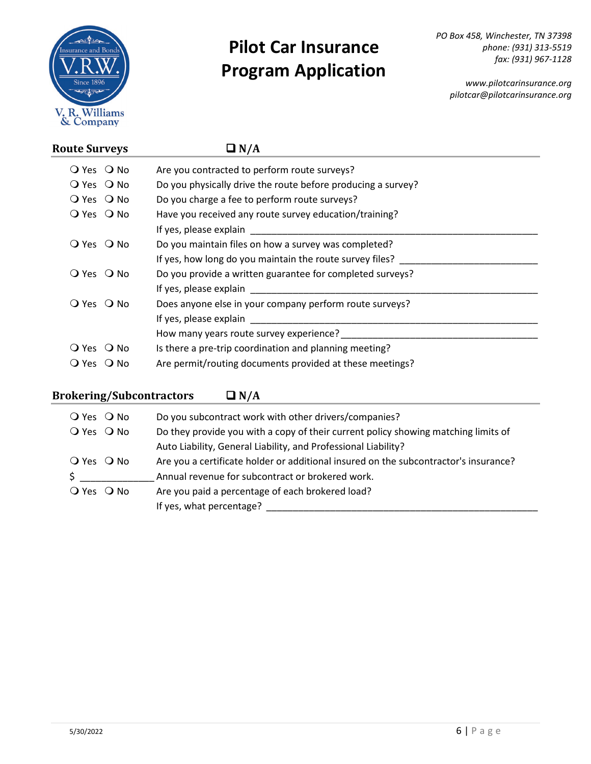# Pilot Car Insurance Program Application

*PO Box 458, Winchester, TN 37398*
*phone: (931) 313-5519*
*fax: (931) 967-1128*

*www.pilotcarinsurance.org*
*pilotcar@pilotcarinsurance.org*

V. R. Williams & Company — Insurance and Bonds — Since 1896

## Route Surveys ☐ N/A

❍ Yes ❍ No Are you contracted to perform route surveys?

❍ Yes ❍ No Do you physically drive the route before producing a survey?

❍ Yes ❍ No Do you charge a fee to perform route surveys?

❍ Yes ❍ No Have you received any route survey education/training?
If yes, please explain ______________________________________________________

❍ Yes ❍ No Do you maintain files on how a survey was completed?
If yes, how long do you maintain the route survey files? ________________________

❍ Yes ❍ No Do you provide a written guarantee for completed surveys?
If yes, please explain ______________________________________________________

❍ Yes ❍ No Does anyone else in your company perform route surveys?
If yes, please explain ______________________________________________________
How many years route survey experience? ____________________________________

❍ Yes ❍ No Is there a pre-trip coordination and planning meeting?

❍ Yes ❍ No Are permit/routing documents provided at these meetings?

## Brokering/Subcontractors ☐ N/A

❍ Yes ❍ No Do you subcontract work with other drivers/companies?

❍ Yes ❍ No Do they provide you with a copy of their current policy showing matching limits of Auto Liability, General Liability, and Professional Liability?

❍ Yes ❍ No Are you a certificate holder or additional insured on the subcontractor's insurance?

$ _____________ Annual revenue for subcontract or brokered work.

❍ Yes ❍ No Are you paid a percentage of each brokered load?
If yes, what percentage? ___________________________________________________

5/30/2022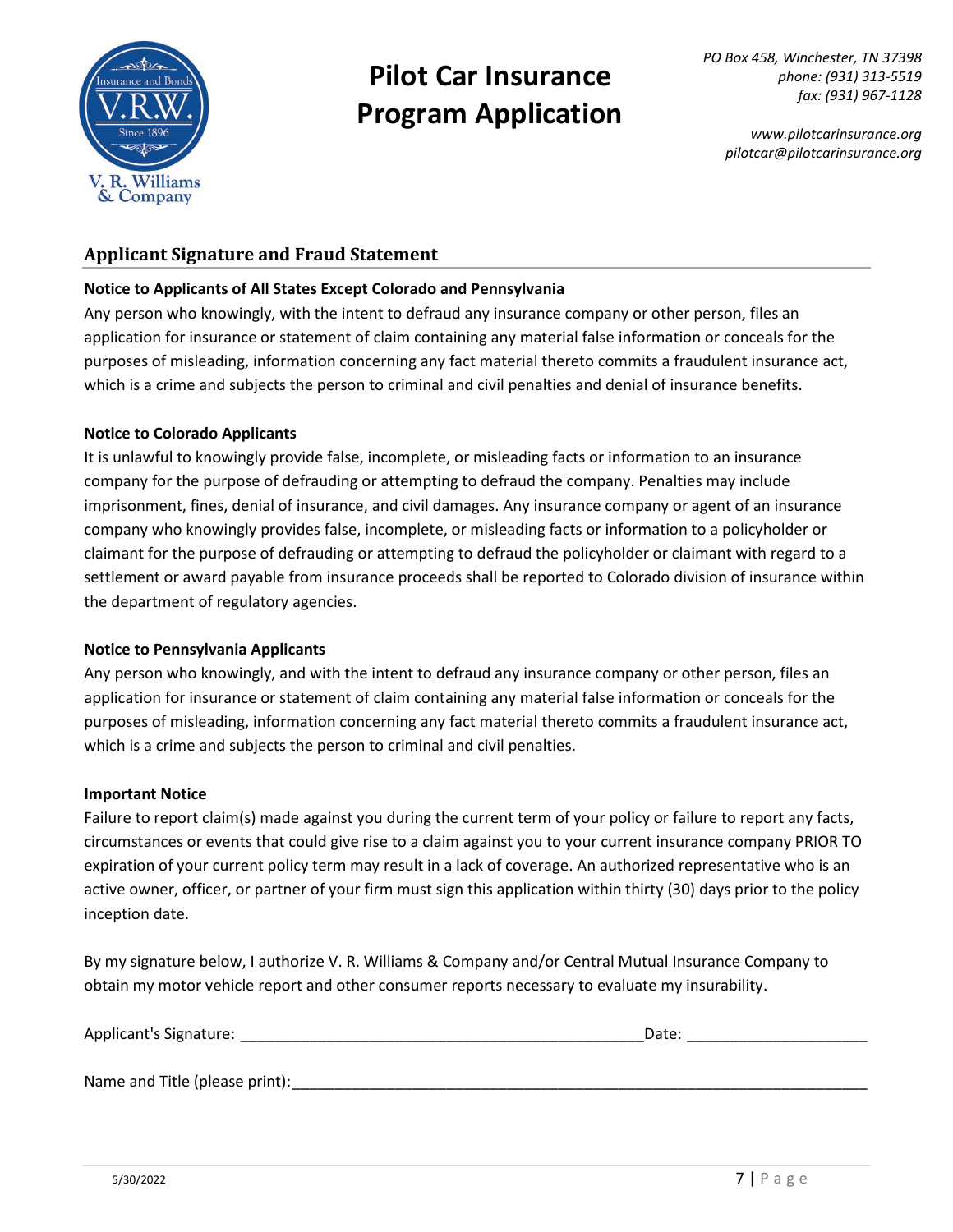# Pilot Car Insurance Program Application

*PO Box 458, Winchester, TN 37398*
*phone: (931) 313-5519*
*fax: (931) 967-1128*

*www.pilotcarinsurance.org*
*pilotcar@pilotcarinsurance.org*

## Applicant Signature and Fraud Statement

**Notice to Applicants of All States Except Colorado and Pennsylvania**

Any person who knowingly, with the intent to defraud any insurance company or other person, files an application for insurance or statement of claim containing any material false information or conceals for the purposes of misleading, information concerning any fact material thereto commits a fraudulent insurance act, which is a crime and subjects the person to criminal and civil penalties and denial of insurance benefits.

**Notice to Colorado Applicants**

It is unlawful to knowingly provide false, incomplete, or misleading facts or information to an insurance company for the purpose of defrauding or attempting to defraud the company. Penalties may include imprisonment, fines, denial of insurance, and civil damages. Any insurance company or agent of an insurance company who knowingly provides false, incomplete, or misleading facts or information to a policyholder or claimant for the purpose of defrauding or attempting to defraud the policyholder or claimant with regard to a settlement or award payable from insurance proceeds shall be reported to Colorado division of insurance within the department of regulatory agencies.

**Notice to Pennsylvania Applicants**

Any person who knowingly, and with the intent to defraud any insurance company or other person, files an application for insurance or statement of claim containing any material false information or conceals for the purposes of misleading, information concerning any fact material thereto commits a fraudulent insurance act, which is a crime and subjects the person to criminal and civil penalties.

**Important Notice**

Failure to report claim(s) made against you during the current term of your policy or failure to report any facts, circumstances or events that could give rise to a claim against you to your current insurance company PRIOR TO expiration of your current policy term may result in a lack of coverage. An authorized representative who is an active owner, officer, or partner of your firm must sign this application within thirty (30) days prior to the policy inception date.

By my signature below, I authorize V. R. Williams & Company and/or Central Mutual Insurance Company to obtain my motor vehicle report and other consumer reports necessary to evaluate my insurability.

Applicant's Signature: ______________________________________________ Date: ____________________

Name and Title (please print):_________________________________________________________________